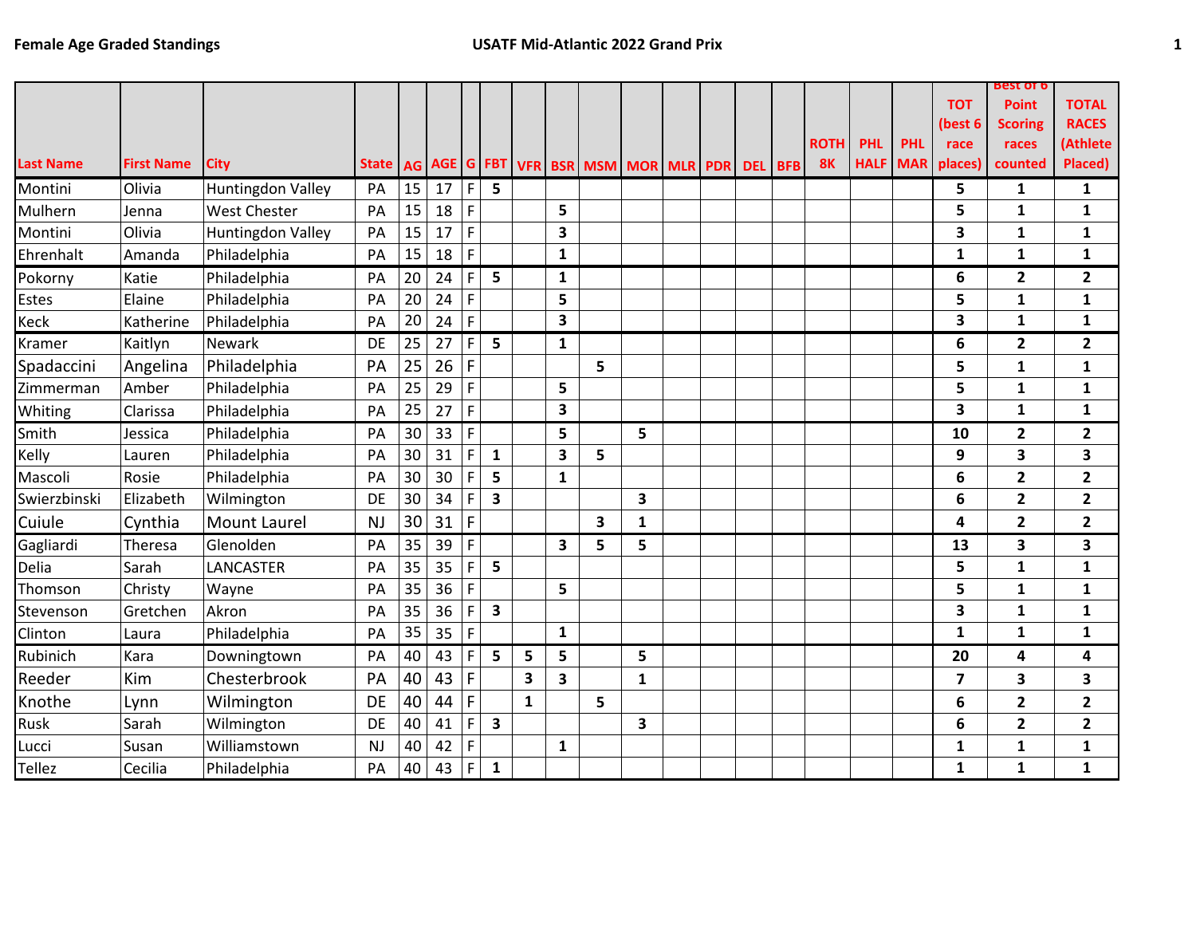**Female Age Graded Standings** **USATF Mid-Atlantic 2022 Grand Prix**

| Last Name | First Name | City | State | AG | AGE | G | FBT | VFR | BSR | MSM | MOR | MLR | PDR | DEL | BFB | ROTH 8K | PHL HALF | PHL MAR | TOT (best 6 race places) | Best of 6 Point Scoring races counted | TOTAL RACES (Athlete Placed) |
|---|---|---|---|---|---|---|---|---|---|---|---|---|---|---|---|---|---|---|---|---|---|
| Montini | Olivia | Huntingdon Valley | PA | 15 | 17 | F | 5 | | | | | | | | | | | | 5 | 1 | 1 |
| Mulhern | Jenna | West Chester | PA | 15 | 18 | F | | | 5 | | | | | | | | | | 5 | 1 | 1 |
| Montini | Olivia | Huntingdon Valley | PA | 15 | 17 | F | | | 3 | | | | | | | | | | 3 | 1 | 1 |
| Ehrenhalt | Amanda | Philadelphia | PA | 15 | 18 | F | | | 1 | | | | | | | | | | 1 | 1 | 1 |
| Pokorny | Katie | Philadelphia | PA | 20 | 24 | F | 5 | | 1 | | | | | | | | | | 6 | 2 | 2 |
| Estes | Elaine | Philadelphia | PA | 20 | 24 | F | | | 5 | | | | | | | | | | 5 | 1 | 1 |
| Keck | Katherine | Philadelphia | PA | 20 | 24 | F | | | 3 | | | | | | | | | | 3 | 1 | 1 |
| Kramer | Kaitlyn | Newark | DE | 25 | 27 | F | 5 | | 1 | | | | | | | | | | 6 | 2 | 2 |
| Spadaccini | Angelina | Philadelphia | PA | 25 | 26 | F | | | | 5 | | | | | | | | | 5 | 1 | 1 |
| Zimmerman | Amber | Philadelphia | PA | 25 | 29 | F | | | 5 | | | | | | | | | | 5 | 1 | 1 |
| Whiting | Clarissa | Philadelphia | PA | 25 | 27 | F | | | 3 | | | | | | | | | | 3 | 1 | 1 |
| Smith | Jessica | Philadelphia | PA | 30 | 33 | F | | | 5 | | 5 | | | | | | | | 10 | 2 | 2 |
| Kelly | Lauren | Philadelphia | PA | 30 | 31 | F | 1 | | 3 | 5 | | | | | | | | | 9 | 3 | 3 |
| Mascoli | Rosie | Philadelphia | PA | 30 | 30 | F | 5 | | 1 | | | | | | | | | | 6 | 2 | 2 |
| Swierzbinski | Elizabeth | Wilmington | DE | 30 | 34 | F | 3 | | | | 3 | | | | | | | | 6 | 2 | 2 |
| Cuiule | Cynthia | Mount Laurel | NJ | 30 | 31 | F | | | | 3 | 1 | | | | | | | | 4 | 2 | 2 |
| Gagliardi | Theresa | Glenolden | PA | 35 | 39 | F | | | 3 | 5 | 5 | | | | | | | | 13 | 3 | 3 |
| Delia | Sarah | LANCASTER | PA | 35 | 35 | F | 5 | | | | | | | | | | | | 5 | 1 | 1 |
| Thomson | Christy | Wayne | PA | 35 | 36 | F | | | 5 | | | | | | | | | | 5 | 1 | 1 |
| Stevenson | Gretchen | Akron | PA | 35 | 36 | F | 3 | | | | | | | | | | | | 3 | 1 | 1 |
| Clinton | Laura | Philadelphia | PA | 35 | 35 | F | | | 1 | | | | | | | | | | 1 | 1 | 1 |
| Rubinich | Kara | Downingtown | PA | 40 | 43 | F | 5 | 5 | 5 | | 5 | | | | | | | | 20 | 4 | 4 |
| Reeder | Kim | Chesterbrook | PA | 40 | 43 | F | | 3 | 3 | | 1 | | | | | | | | 7 | 3 | 3 |
| Knothe | Lynn | Wilmington | DE | 40 | 44 | F | | 1 | | 5 | | | | | | | | | 6 | 2 | 2 |
| Rusk | Sarah | Wilmington | DE | 40 | 41 | F | 3 | | | | 3 | | | | | | | | 6 | 2 | 2 |
| Lucci | Susan | Williamstown | NJ | 40 | 42 | F | | | 1 | | | | | | | | | | 1 | 1 | 1 |
| Tellez | Cecilia | Philadelphia | PA | 40 | 43 | F | 1 | | | | | | | | | | | | 1 | 1 | 1 |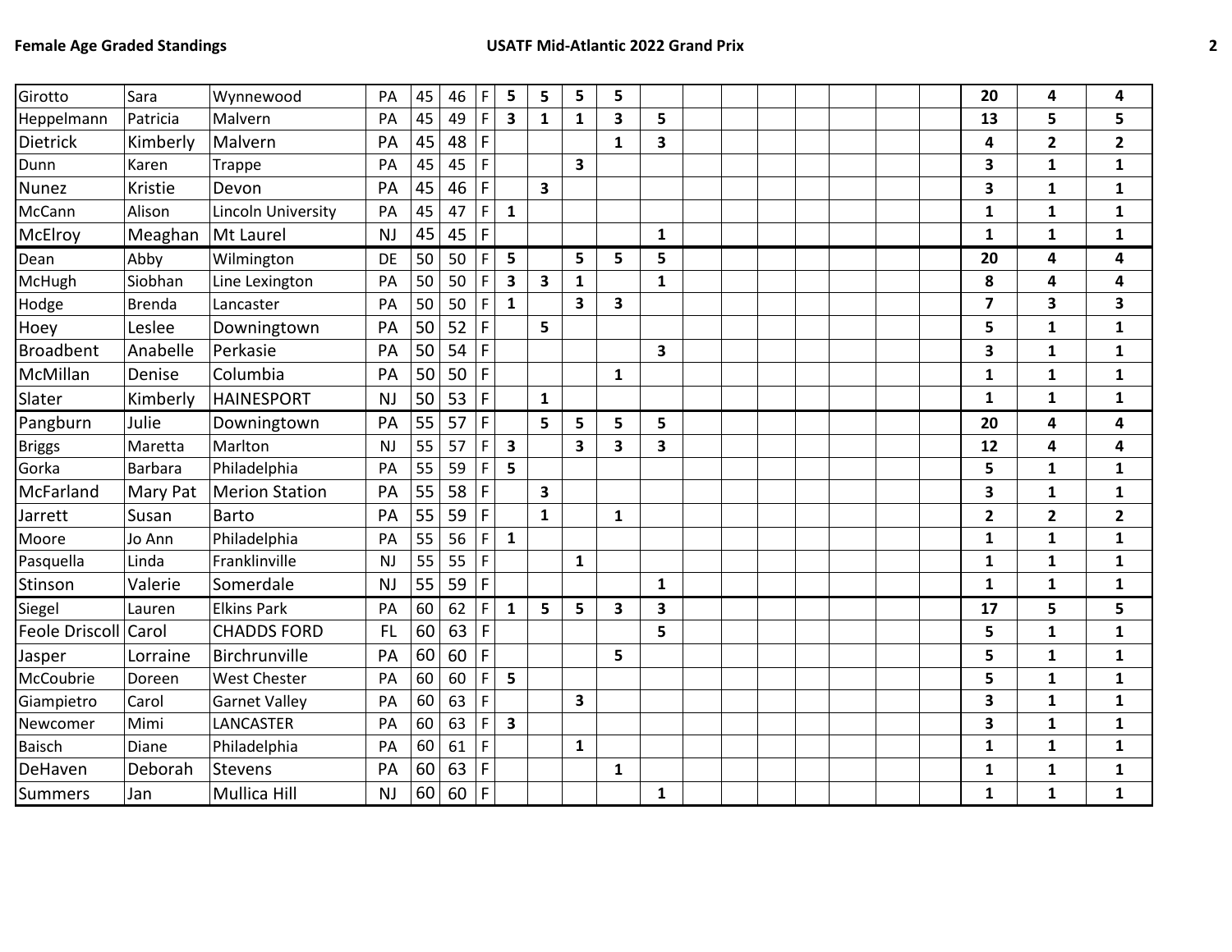| | | | | | | | | | | | | | | | | | | | | | |
|---|---|---|---|---|---|---|---|---|---|---|---|---|---|---|---|---|---|---|---|---|---|
| Girotto | Sara | Wynnewood | PA | 45 | 46 | F | **5** | **5** | **5** | **5** | | | | | | | | | **20** | **4** | **4** |
| Heppelmann | Patricia | Malvern | PA | 45 | 49 | F | **3** | **1** | **1** | **3** | **5** | | | | | | | | **13** | **5** | **5** |
| Dietrick | Kimberly | Malvern | PA | 45 | 48 | F | | | | **1** | **3** | | | | | | | | **4** | **2** | **2** |
| Dunn | Karen | Trappe | PA | 45 | 45 | F | | | **3** | | | | | | | | | | **3** | **1** | **1** |
| Nunez | Kristie | Devon | PA | 45 | 46 | F | | **3** | | | | | | | | | | | **3** | **1** | **1** |
| McCann | Alison | Lincoln University | PA | 45 | 47 | F | **1** | | | | | | | | | | | | **1** | **1** | **1** |
| McElroy | Meaghan | Mt Laurel | NJ | 45 | 45 | F | | | | | **1** | | | | | | | | **1** | **1** | **1** |
| Dean | Abby | Wilmington | DE | 50 | 50 | F | **5** | | **5** | **5** | **5** | | | | | | | | **20** | **4** | **4** |
| McHugh | Siobhan | Line Lexington | PA | 50 | 50 | F | **3** | **3** | **1** | | **1** | | | | | | | | **8** | **4** | **4** |
| Hodge | Brenda | Lancaster | PA | 50 | 50 | F | **1** | | **3** | **3** | | | | | | | | | **7** | **3** | **3** |
| Hoey | Leslee | Downingtown | PA | 50 | 52 | F | | **5** | | | | | | | | | | | **5** | **1** | **1** |
| Broadbent | Anabelle | Perkasie | PA | 50 | 54 | F | | | | | **3** | | | | | | | | **3** | **1** | **1** |
| McMillan | Denise | Columbia | PA | 50 | 50 | F | | | | **1** | | | | | | | | | **1** | **1** | **1** |
| Slater | Kimberly | HAINESPORT | NJ | 50 | 53 | F | | **1** | | | | | | | | | | | **1** | **1** | **1** |
| Pangburn | Julie | Downingtown | PA | 55 | 57 | F | | **5** | **5** | **5** | **5** | | | | | | | | **20** | **4** | **4** |
| Briggs | Maretta | Marlton | NJ | 55 | 57 | F | **3** | | **3** | **3** | **3** | | | | | | | | **12** | **4** | **4** |
| Gorka | Barbara | Philadelphia | PA | 55 | 59 | F | **5** | | | | | | | | | | | | **5** | **1** | **1** |
| McFarland | Mary Pat | Merion Station | PA | 55 | 58 | F | | **3** | | | | | | | | | | | **3** | **1** | **1** |
| Jarrett | Susan | Barto | PA | 55 | 59 | F | | **1** | | **1** | | | | | | | | | **2** | **2** | **2** |
| Moore | Jo Ann | Philadelphia | PA | 55 | 56 | F | **1** | | | | | | | | | | | | **1** | **1** | **1** |
| Pasquella | Linda | Franklinville | NJ | 55 | 55 | F | | | **1** | | | | | | | | | | **1** | **1** | **1** |
| Stinson | Valerie | Somerdale | NJ | 55 | 59 | F | | | | | **1** | | | | | | | | **1** | **1** | **1** |
| Siegel | Lauren | Elkins Park | PA | 60 | 62 | F | **1** | **5** | **5** | **3** | **3** | | | | | | | | **17** | **5** | **5** |
| Feole Driscoll | Carol | CHADDS FORD | FL | 60 | 63 | F | | | | | **5** | | | | | | | | **5** | **1** | **1** |
| Jasper | Lorraine | Birchrunville | PA | 60 | 60 | F | | | | **5** | | | | | | | | | **5** | **1** | **1** |
| McCoubrie | Doreen | West Chester | PA | 60 | 60 | F | **5** | | | | | | | | | | | | **5** | **1** | **1** |
| Giampietro | Carol | Garnet Valley | PA | 60 | 63 | F | | | **3** | | | | | | | | | | **3** | **1** | **1** |
| Newcomer | Mimi | LANCASTER | PA | 60 | 63 | F | **3** | | | | | | | | | | | | **3** | **1** | **1** |
| Baisch | Diane | Philadelphia | PA | 60 | 61 | F | | | **1** | | | | | | | | | | **1** | **1** | **1** |
| DeHaven | Deborah | Stevens | PA | 60 | 63 | F | | | | **1** | | | | | | | | | **1** | **1** | **1** |
| Summers | Jan | Mullica Hill | NJ | 60 | 60 | F | | | | | **1** | | | | | | | | **1** | **1** | **1** |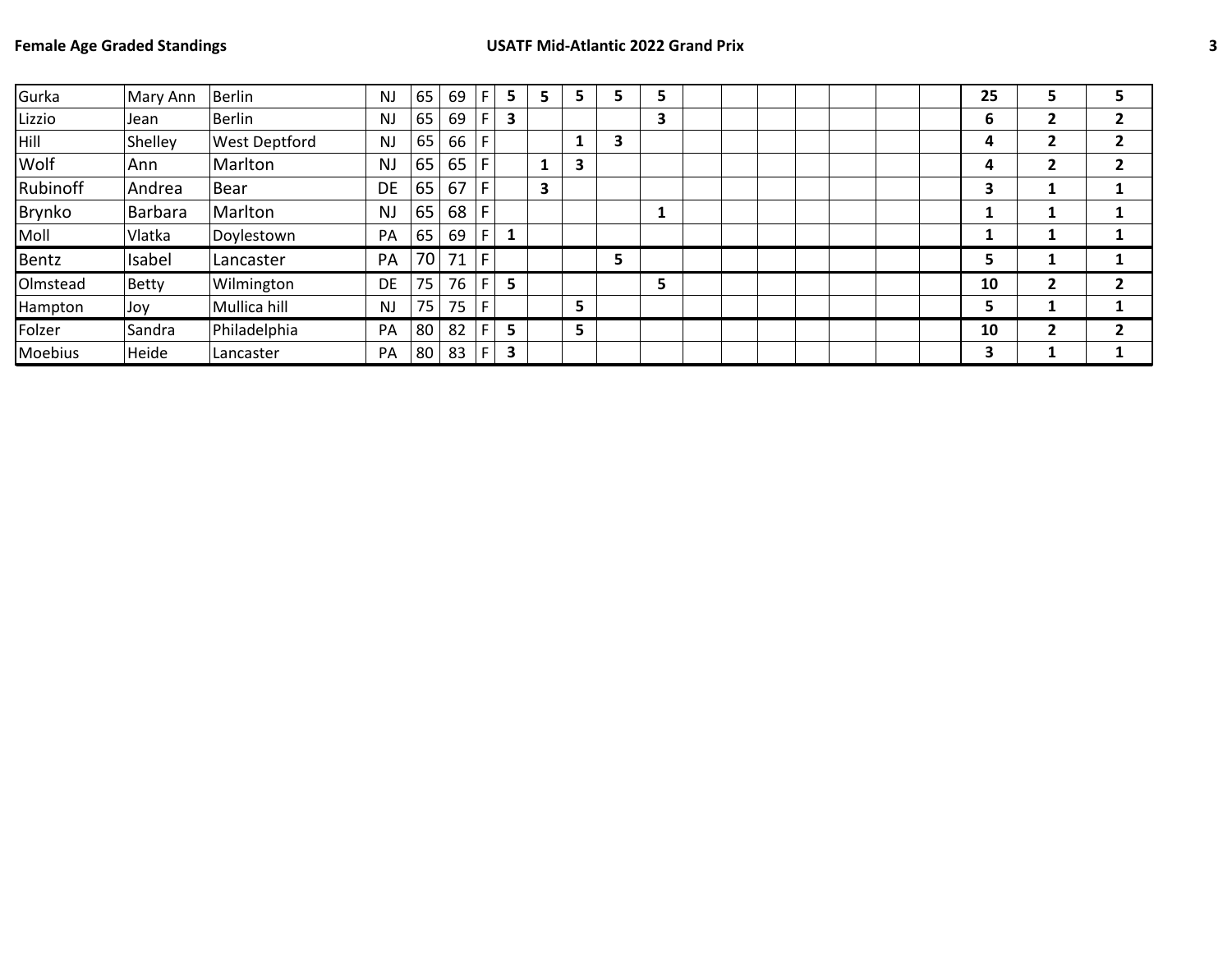| | | | | | | | | | | | | | | | | | | | | | |
|---|---|---|---|---|---|---|---|---|---|---|---|---|---|---|---|---|---|---|---|---|---|
| Gurka | Mary Ann | Berlin | NJ | 65 | 69 | F | **5** | **5** | **5** | **5** | **5** | | | | | | | | **25** | **5** | **5** |
| Lizzio | Jean | Berlin | NJ | 65 | 69 | F | **3** | | | | **3** | | | | | | | | **6** | **2** | **2** |
| Hill | Shelley | West Deptford | NJ | 65 | 66 | F | | | **1** | **3** | | | | | | | | | **4** | **2** | **2** |
| Wolf | Ann | Marlton | NJ | 65 | 65 | F | | **1** | **3** | | | | | | | | | | **4** | **2** | **2** |
| Rubinoff | Andrea | Bear | DE | 65 | 67 | F | | **3** | | | | | | | | | | | **3** | **1** | **1** |
| Brynko | Barbara | Marlton | NJ | 65 | 68 | F | | | | | **1** | | | | | | | | **1** | **1** | **1** |
| Moll | Vlatka | Doylestown | PA | 65 | 69 | F | **1** | | | | | | | | | | | | **1** | **1** | **1** |
| Bentz | Isabel | Lancaster | PA | 70 | 71 | F | | | | **5** | | | | | | | | | **5** | **1** | **1** |
| Olmstead | Betty | Wilmington | DE | 75 | 76 | F | **5** | | | | **5** | | | | | | | | **10** | **2** | **2** |
| Hampton | Joy | Mullica hill | NJ | 75 | 75 | F | | | **5** | | | | | | | | | | **5** | **1** | **1** |
| Folzer | Sandra | Philadelphia | PA | 80 | 82 | F | **5** | | **5** | | | | | | | | | | **10** | **2** | **2** |
| Moebius | Heide | Lancaster | PA | 80 | 83 | F | **3** | | | | | | | | | | | | **3** | **1** | **1** |